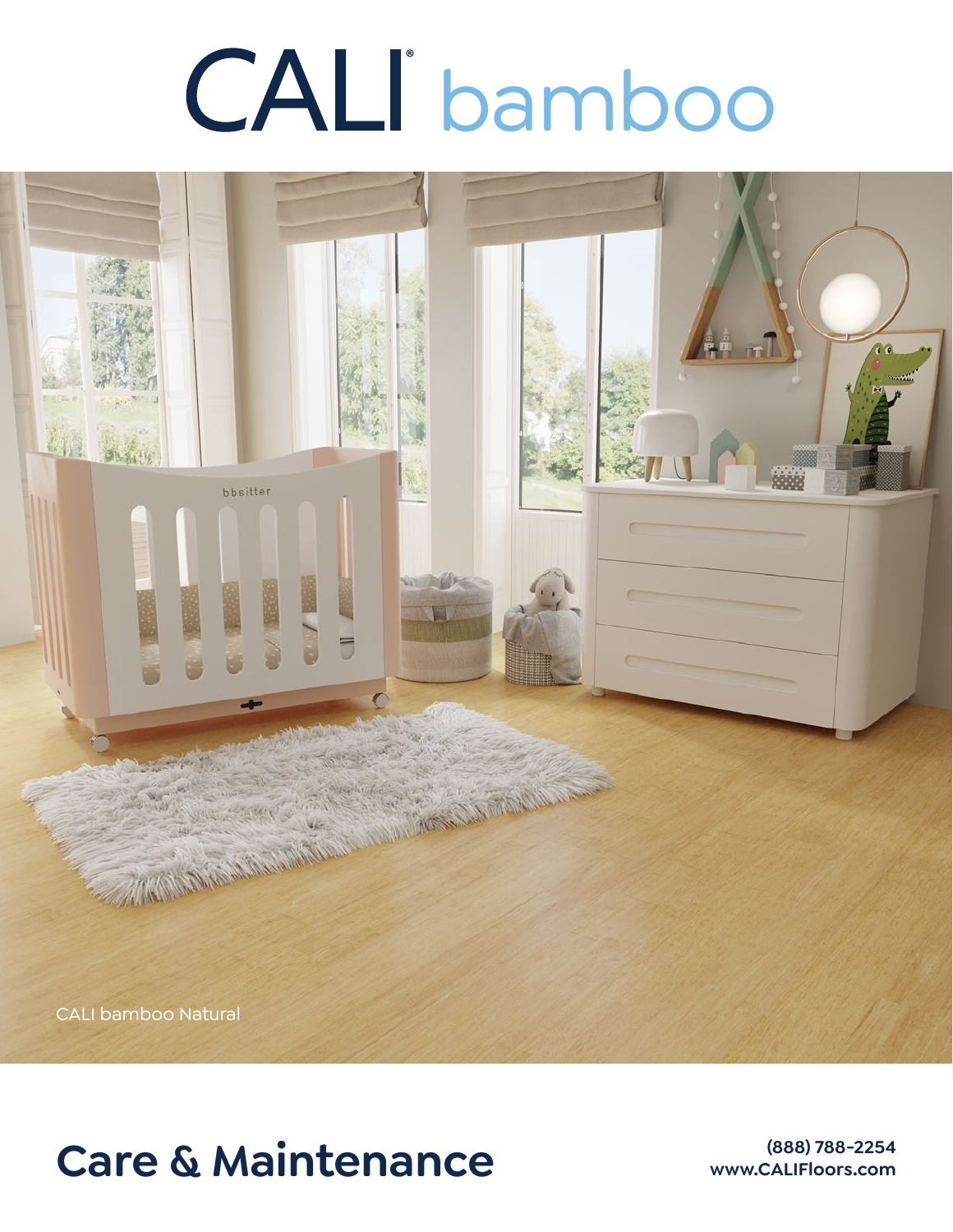# CALI bamboo

CALI bamboo Natural

## Care & Maintenance

(888) 788-2254
www.CALIFloors.com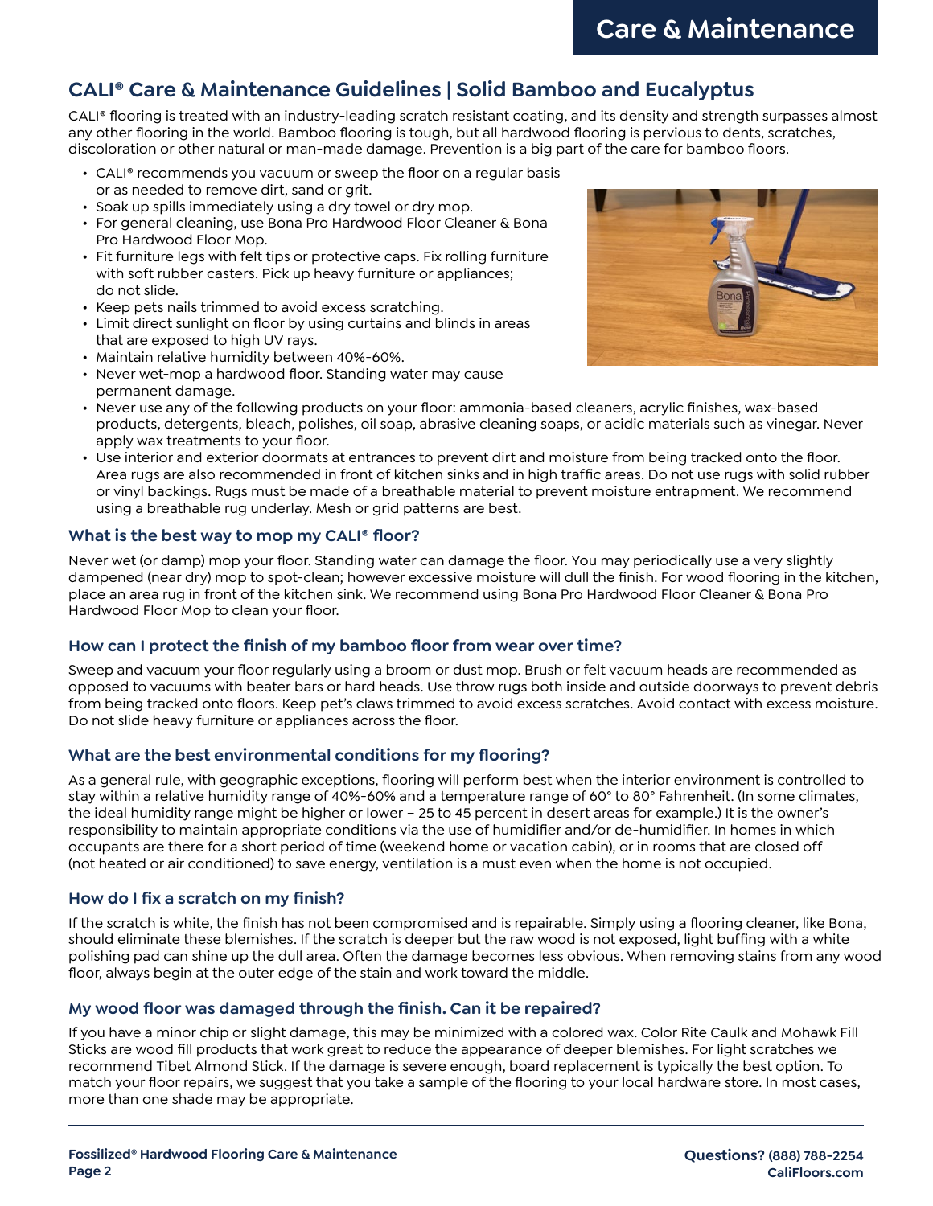# CALI® Care & Maintenance Guidelines | Solid Bamboo and Eucalyptus

CALI® flooring is treated with an industry-leading scratch resistant coating, and its density and strength surpasses almost any other flooring in the world. Bamboo flooring is tough, but all hardwood flooring is pervious to dents, scratches, discoloration or other natural or man-made damage. Prevention is a big part of the care for bamboo floors.

- CALI® recommends you vacuum or sweep the floor on a regular basis or as needed to remove dirt, sand or grit.
- Soak up spills immediately using a dry towel or dry mop.
- For general cleaning, use Bona Pro Hardwood Floor Cleaner & Bona Pro Hardwood Floor Mop.
- Fit furniture legs with felt tips or protective caps. Fix rolling furniture with soft rubber casters. Pick up heavy furniture or appliances; do not slide.
- Keep pets nails trimmed to avoid excess scratching.
- Limit direct sunlight on floor by using curtains and blinds in areas that are exposed to high UV rays.
- Maintain relative humidity between 40%-60%.
- Never wet-mop a hardwood floor. Standing water may cause permanent damage.
- Never use any of the following products on your floor: ammonia-based cleaners, acrylic finishes, wax-based products, detergents, bleach, polishes, oil soap, abrasive cleaning soaps, or acidic materials such as vinegar. Never apply wax treatments to your floor.
- Use interior and exterior doormats at entrances to prevent dirt and moisture from being tracked onto the floor. Area rugs are also recommended in front of kitchen sinks and in high traffic areas. Do not use rugs with solid rubber or vinyl backings. Rugs must be made of a breathable material to prevent moisture entrapment. We recommend using a breathable rug underlay. Mesh or grid patterns are best.

### What is the best way to mop my CALI® floor?

Never wet (or damp) mop your floor. Standing water can damage the floor. You may periodically use a very slightly dampened (near dry) mop to spot-clean; however excessive moisture will dull the finish. For wood flooring in the kitchen, place an area rug in front of the kitchen sink. We recommend using Bona Pro Hardwood Floor Cleaner & Bona Pro Hardwood Floor Mop to clean your floor.

### How can I protect the finish of my bamboo floor from wear over time?

Sweep and vacuum your floor regularly using a broom or dust mop. Brush or felt vacuum heads are recommended as opposed to vacuums with beater bars or hard heads. Use throw rugs both inside and outside doorways to prevent debris from being tracked onto floors. Keep pet's claws trimmed to avoid excess scratches. Avoid contact with excess moisture. Do not slide heavy furniture or appliances across the floor.

### What are the best environmental conditions for my flooring?

As a general rule, with geographic exceptions, flooring will perform best when the interior environment is controlled to stay within a relative humidity range of 40%-60% and a temperature range of 60° to 80° Fahrenheit. (In some climates, the ideal humidity range might be higher or lower – 25 to 45 percent in desert areas for example.) It is the owner's responsibility to maintain appropriate conditions via the use of humidifier and/or de-humidifier. In homes in which occupants are there for a short period of time (weekend home or vacation cabin), or in rooms that are closed off (not heated or air conditioned) to save energy, ventilation is a must even when the home is not occupied.

### How do I fix a scratch on my finish?

If the scratch is white, the finish has not been compromised and is repairable. Simply using a flooring cleaner, like Bona, should eliminate these blemishes. If the scratch is deeper but the raw wood is not exposed, light buffing with a white polishing pad can shine up the dull area. Often the damage becomes less obvious. When removing stains from any wood floor, always begin at the outer edge of the stain and work toward the middle.

### My wood floor was damaged through the finish. Can it be repaired?

If you have a minor chip or slight damage, this may be minimized with a colored wax. Color Rite Caulk and Mohawk Fill Sticks are wood fill products that work great to reduce the appearance of deeper blemishes. For light scratches we recommend Tibet Almond Stick. If the damage is severe enough, board replacement is typically the best option. To match your floor repairs, we suggest that you take a sample of the flooring to your local hardware store. In most cases, more than one shade may be appropriate.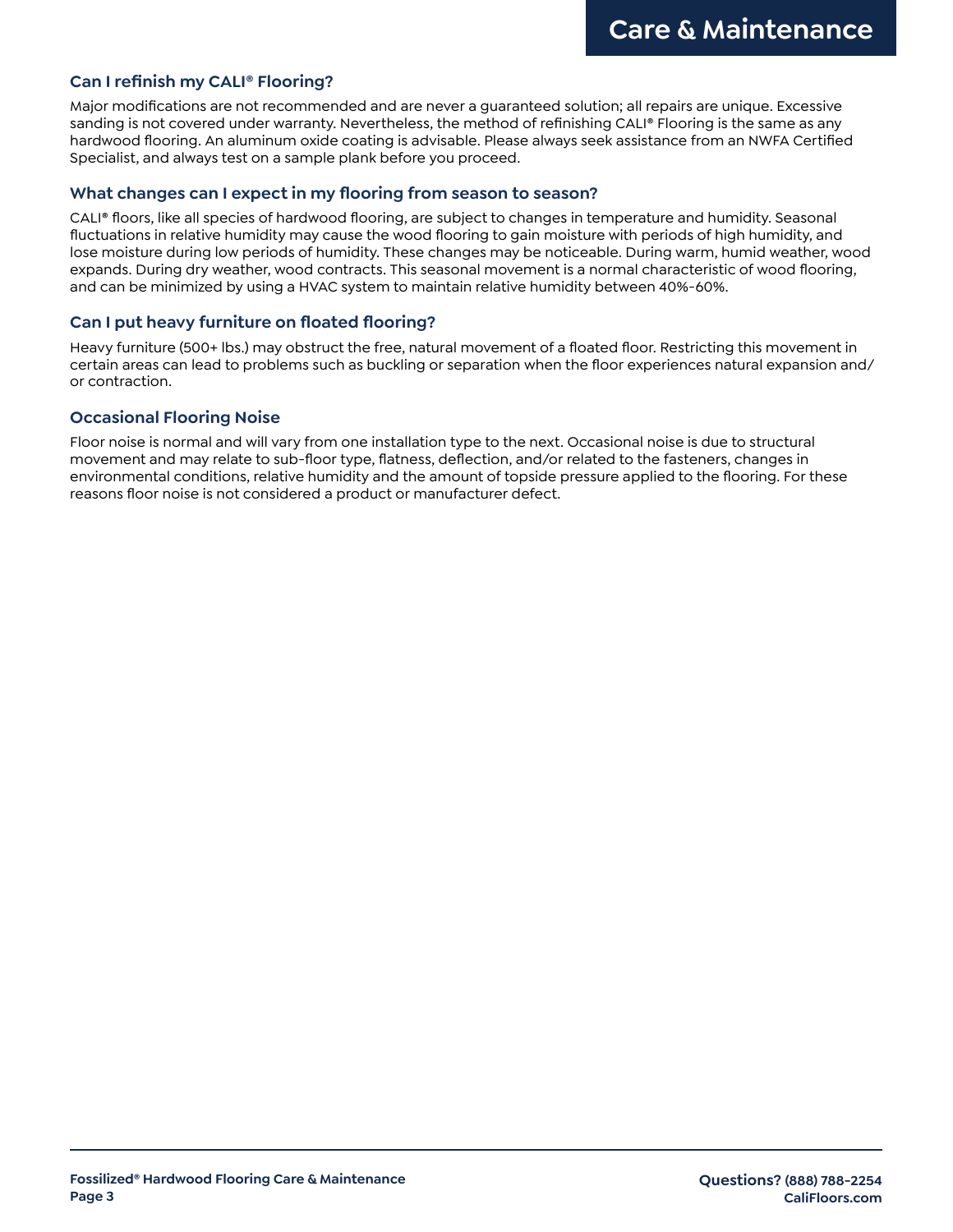## Can I refinish my CALI® Flooring?

Major modifications are not recommended and are never a guaranteed solution; all repairs are unique. Excessive sanding is not covered under warranty. Nevertheless, the method of refinishing CALI® Flooring is the same as any hardwood flooring. An aluminum oxide coating is advisable. Please always seek assistance from an NWFA Certified Specialist, and always test on a sample plank before you proceed.

## What changes can I expect in my flooring from season to season?

CALI® floors, like all species of hardwood flooring, are subject to changes in temperature and humidity. Seasonal fluctuations in relative humidity may cause the wood flooring to gain moisture with periods of high humidity, and lose moisture during low periods of humidity. These changes may be noticeable. During warm, humid weather, wood expands. During dry weather, wood contracts. This seasonal movement is a normal characteristic of wood flooring, and can be minimized by using a HVAC system to maintain relative humidity between 40%-60%.

## Can I put heavy furniture on floated flooring?

Heavy furniture (500+ lbs.) may obstruct the free, natural movement of a floated floor. Restricting this movement in certain areas can lead to problems such as buckling or separation when the floor experiences natural expansion and/or contraction.

## Occasional Flooring Noise

Floor noise is normal and will vary from one installation type to the next. Occasional noise is due to structural movement and may relate to sub-floor type, flatness, deflection, and/or related to the fasteners, changes in environmental conditions, relative humidity and the amount of topside pressure applied to the flooring. For these reasons floor noise is not considered a product or manufacturer defect.